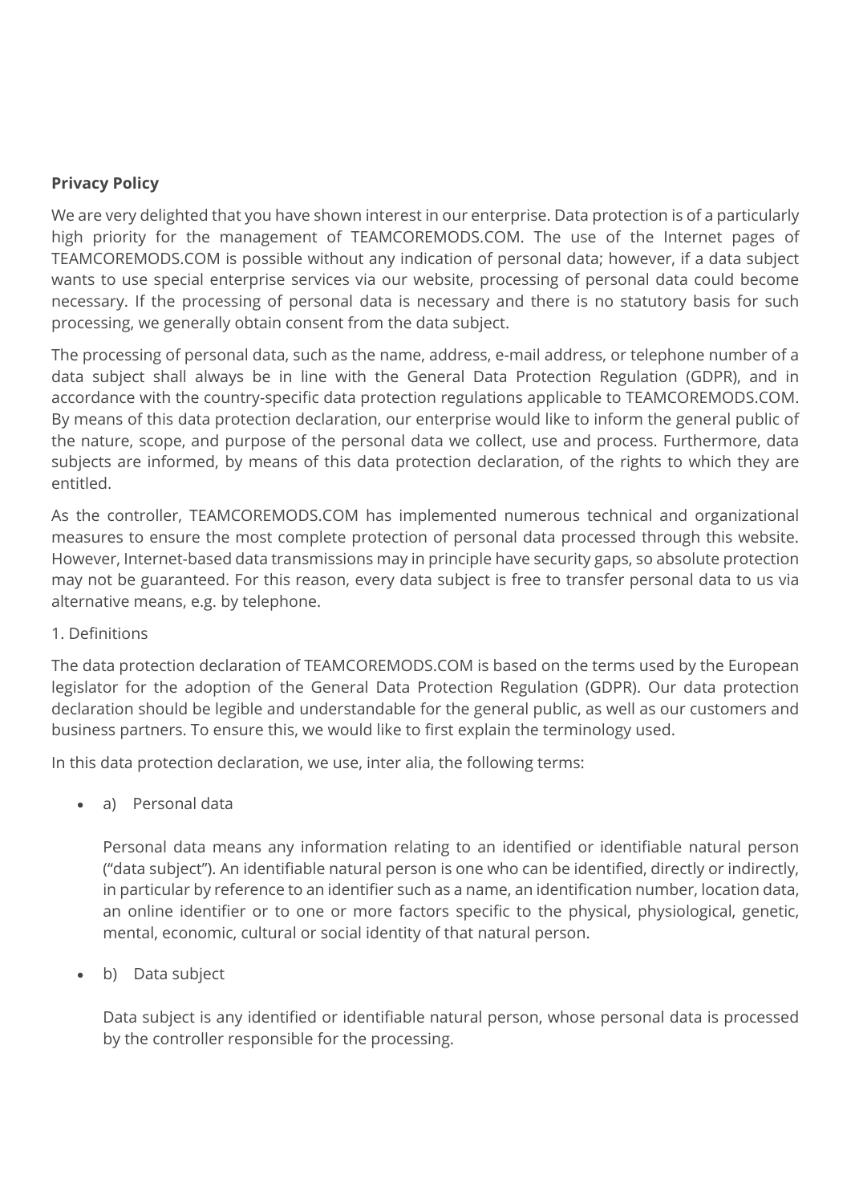**Privacy Policy**

We are very delighted that you have shown interest in our enterprise. Data protection is of a particularly high priority for the management of TEAMCOREMODS.COM. The use of the Internet pages of TEAMCOREMODS.COM is possible without any indication of personal data; however, if a data subject wants to use special enterprise services via our website, processing of personal data could become necessary. If the processing of personal data is necessary and there is no statutory basis for such processing, we generally obtain consent from the data subject.

The processing of personal data, such as the name, address, e-mail address, or telephone number of a data subject shall always be in line with the General Data Protection Regulation (GDPR), and in accordance with the country-specific data protection regulations applicable to TEAMCOREMODS.COM. By means of this data protection declaration, our enterprise would like to inform the general public of the nature, scope, and purpose of the personal data we collect, use and process. Furthermore, data subjects are informed, by means of this data protection declaration, of the rights to which they are entitled.

As the controller, TEAMCOREMODS.COM has implemented numerous technical and organizational measures to ensure the most complete protection of personal data processed through this website. However, Internet-based data transmissions may in principle have security gaps, so absolute protection may not be guaranteed. For this reason, every data subject is free to transfer personal data to us via alternative means, e.g. by telephone.

1. Definitions

The data protection declaration of TEAMCOREMODS.COM is based on the terms used by the European legislator for the adoption of the General Data Protection Regulation (GDPR). Our data protection declaration should be legible and understandable for the general public, as well as our customers and business partners. To ensure this, we would like to first explain the terminology used.

In this data protection declaration, we use, inter alia, the following terms:

- a) Personal data

  Personal data means any information relating to an identified or identifiable natural person ("data subject"). An identifiable natural person is one who can be identified, directly or indirectly, in particular by reference to an identifier such as a name, an identification number, location data, an online identifier or to one or more factors specific to the physical, physiological, genetic, mental, economic, cultural or social identity of that natural person.

- b) Data subject

  Data subject is any identified or identifiable natural person, whose personal data is processed by the controller responsible for the processing.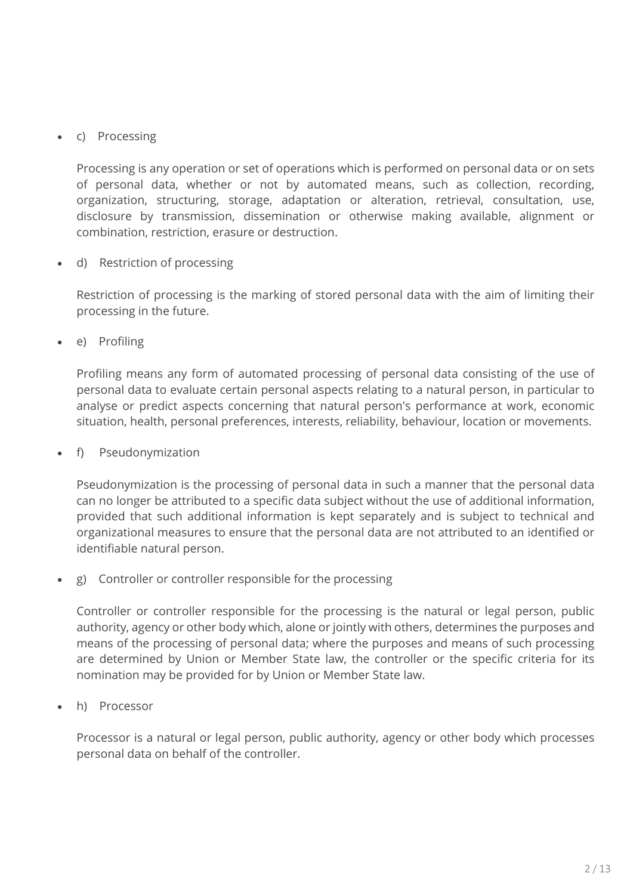- c) Processing

  Processing is any operation or set of operations which is performed on personal data or on sets of personal data, whether or not by automated means, such as collection, recording, organization, structuring, storage, adaptation or alteration, retrieval, consultation, use, disclosure by transmission, dissemination or otherwise making available, alignment or combination, restriction, erasure or destruction.

- d) Restriction of processing

  Restriction of processing is the marking of stored personal data with the aim of limiting their processing in the future.

- e) Profiling

  Profiling means any form of automated processing of personal data consisting of the use of personal data to evaluate certain personal aspects relating to a natural person, in particular to analyse or predict aspects concerning that natural person's performance at work, economic situation, health, personal preferences, interests, reliability, behaviour, location or movements.

- f) Pseudonymization

  Pseudonymization is the processing of personal data in such a manner that the personal data can no longer be attributed to a specific data subject without the use of additional information, provided that such additional information is kept separately and is subject to technical and organizational measures to ensure that the personal data are not attributed to an identified or identifiable natural person.

- g) Controller or controller responsible for the processing

  Controller or controller responsible for the processing is the natural or legal person, public authority, agency or other body which, alone or jointly with others, determines the purposes and means of the processing of personal data; where the purposes and means of such processing are determined by Union or Member State law, the controller or the specific criteria for its nomination may be provided for by Union or Member State law.

- h) Processor

  Processor is a natural or legal person, public authority, agency or other body which processes personal data on behalf of the controller.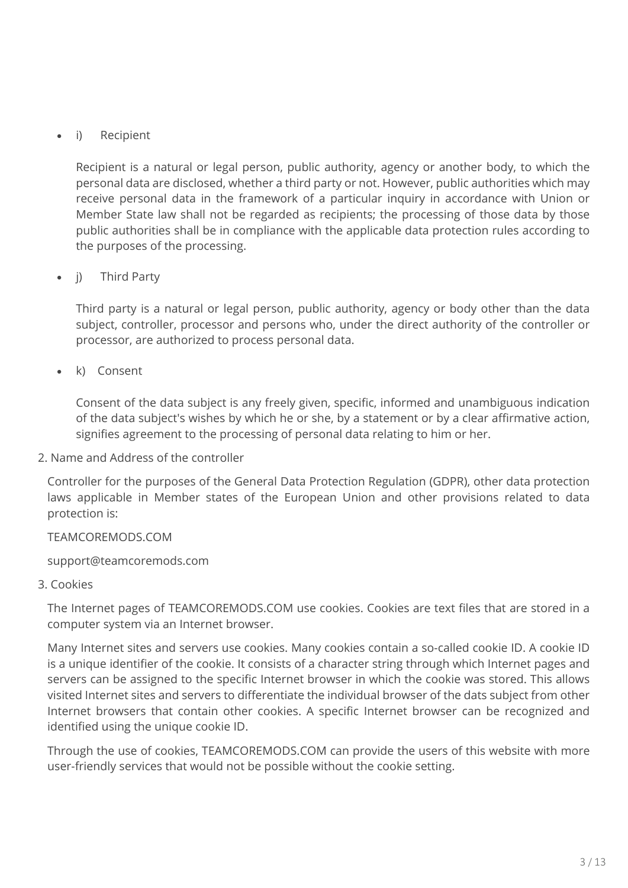- i) Recipient

  Recipient is a natural or legal person, public authority, agency or another body, to which the personal data are disclosed, whether a third party or not. However, public authorities which may receive personal data in the framework of a particular inquiry in accordance with Union or Member State law shall not be regarded as recipients; the processing of those data by those public authorities shall be in compliance with the applicable data protection rules according to the purposes of the processing.

- j) Third Party

  Third party is a natural or legal person, public authority, agency or body other than the data subject, controller, processor and persons who, under the direct authority of the controller or processor, are authorized to process personal data.

- k) Consent

  Consent of the data subject is any freely given, specific, informed and unambiguous indication of the data subject's wishes by which he or she, by a statement or by a clear affirmative action, signifies agreement to the processing of personal data relating to him or her.

2. Name and Address of the controller

   Controller for the purposes of the General Data Protection Regulation (GDPR), other data protection laws applicable in Member states of the European Union and other provisions related to data protection is:

   TEAMCOREMODS.COM

   support@teamcoremods.com

3. Cookies

   The Internet pages of TEAMCOREMODS.COM use cookies. Cookies are text files that are stored in a computer system via an Internet browser.

   Many Internet sites and servers use cookies. Many cookies contain a so-called cookie ID. A cookie ID is a unique identifier of the cookie. It consists of a character string through which Internet pages and servers can be assigned to the specific Internet browser in which the cookie was stored. This allows visited Internet sites and servers to differentiate the individual browser of the dats subject from other Internet browsers that contain other cookies. A specific Internet browser can be recognized and identified using the unique cookie ID.

   Through the use of cookies, TEAMCOREMODS.COM can provide the users of this website with more user-friendly services that would not be possible without the cookie setting.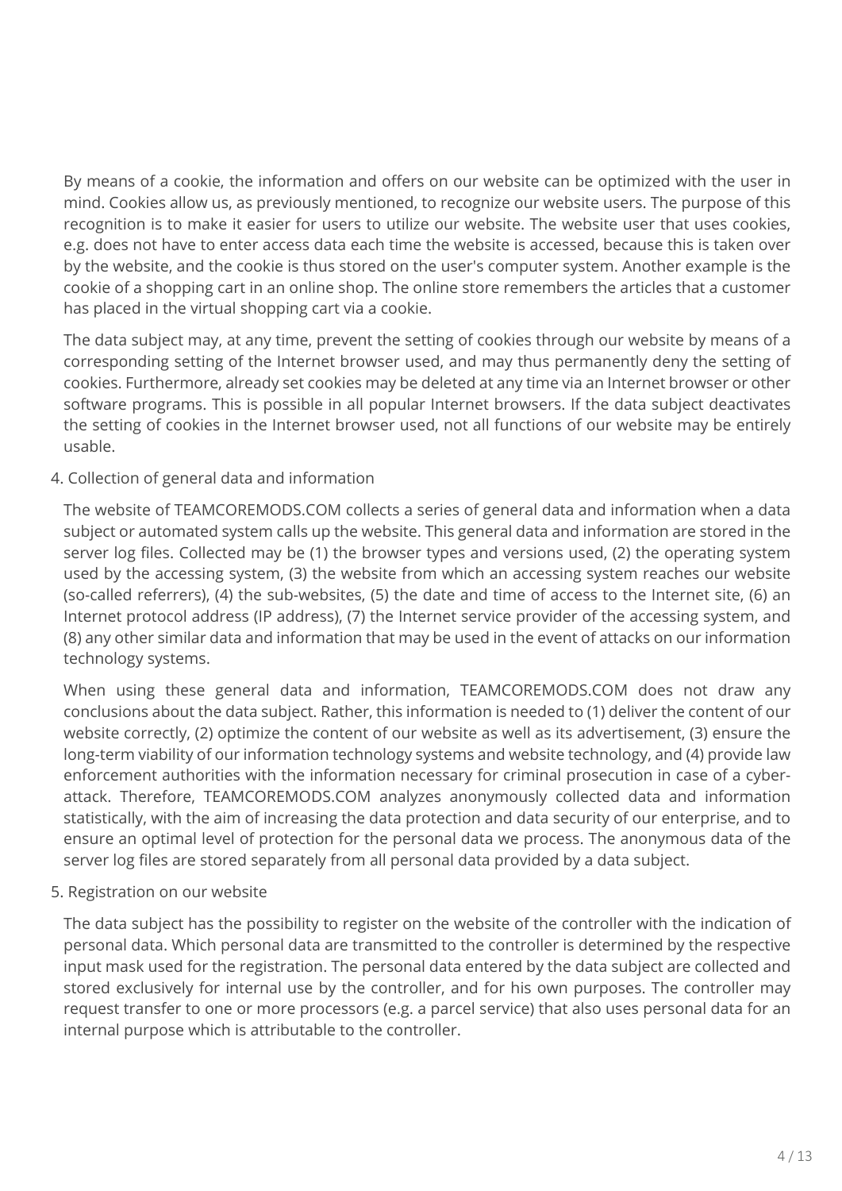By means of a cookie, the information and offers on our website can be optimized with the user in mind. Cookies allow us, as previously mentioned, to recognize our website users. The purpose of this recognition is to make it easier for users to utilize our website. The website user that uses cookies, e.g. does not have to enter access data each time the website is accessed, because this is taken over by the website, and the cookie is thus stored on the user's computer system. Another example is the cookie of a shopping cart in an online shop. The online store remembers the articles that a customer has placed in the virtual shopping cart via a cookie.

The data subject may, at any time, prevent the setting of cookies through our website by means of a corresponding setting of the Internet browser used, and may thus permanently deny the setting of cookies. Furthermore, already set cookies may be deleted at any time via an Internet browser or other software programs. This is possible in all popular Internet browsers. If the data subject deactivates the setting of cookies in the Internet browser used, not all functions of our website may be entirely usable.

4. Collection of general data and information

The website of TEAMCOREMODS.COM collects a series of general data and information when a data subject or automated system calls up the website. This general data and information are stored in the server log files. Collected may be (1) the browser types and versions used, (2) the operating system used by the accessing system, (3) the website from which an accessing system reaches our website (so-called referrers), (4) the sub-websites, (5) the date and time of access to the Internet site, (6) an Internet protocol address (IP address), (7) the Internet service provider of the accessing system, and (8) any other similar data and information that may be used in the event of attacks on our information technology systems.

When using these general data and information, TEAMCOREMODS.COM does not draw any conclusions about the data subject. Rather, this information is needed to (1) deliver the content of our website correctly, (2) optimize the content of our website as well as its advertisement, (3) ensure the long-term viability of our information technology systems and website technology, and (4) provide law enforcement authorities with the information necessary for criminal prosecution in case of a cyber-attack. Therefore, TEAMCOREMODS.COM analyzes anonymously collected data and information statistically, with the aim of increasing the data protection and data security of our enterprise, and to ensure an optimal level of protection for the personal data we process. The anonymous data of the server log files are stored separately from all personal data provided by a data subject.

5. Registration on our website

The data subject has the possibility to register on the website of the controller with the indication of personal data. Which personal data are transmitted to the controller is determined by the respective input mask used for the registration. The personal data entered by the data subject are collected and stored exclusively for internal use by the controller, and for his own purposes. The controller may request transfer to one or more processors (e.g. a parcel service) that also uses personal data for an internal purpose which is attributable to the controller.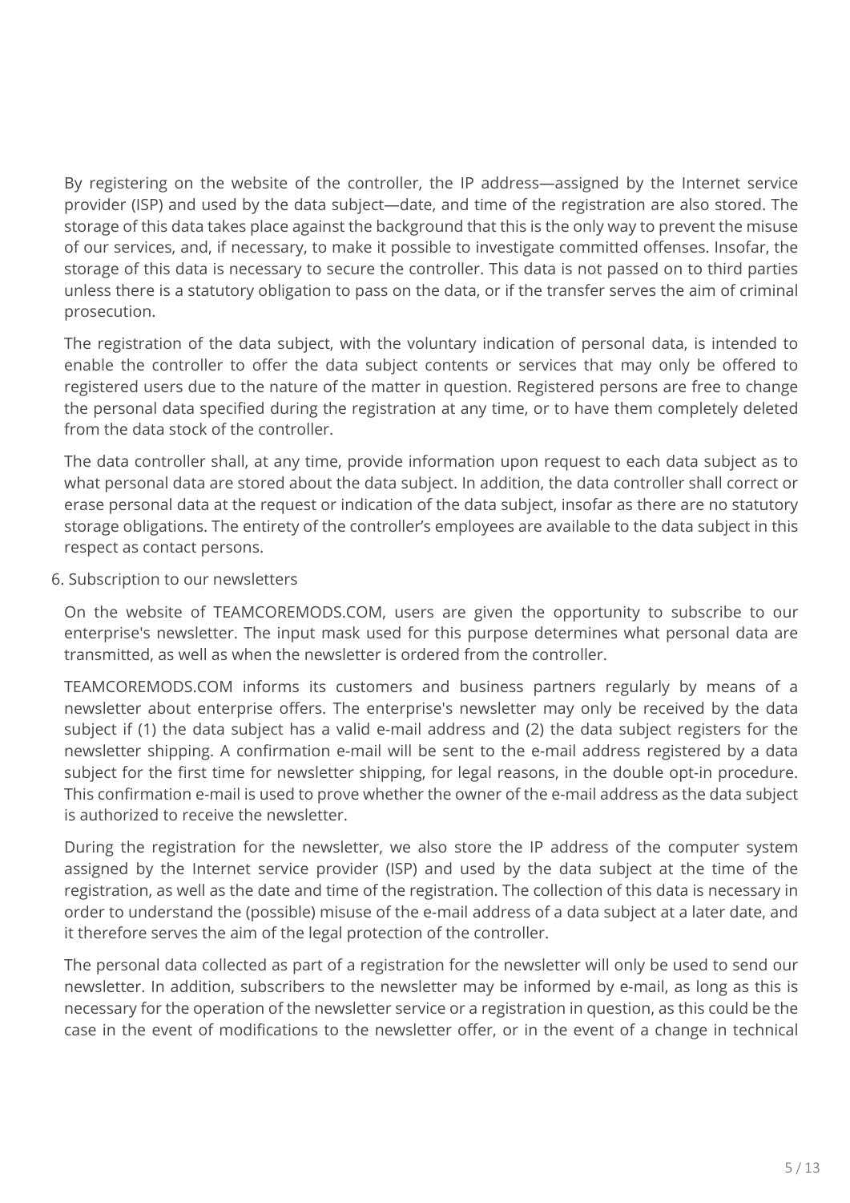By registering on the website of the controller, the IP address—assigned by the Internet service provider (ISP) and used by the data subject—date, and time of the registration are also stored. The storage of this data takes place against the background that this is the only way to prevent the misuse of our services, and, if necessary, to make it possible to investigate committed offenses. Insofar, the storage of this data is necessary to secure the controller. This data is not passed on to third parties unless there is a statutory obligation to pass on the data, or if the transfer serves the aim of criminal prosecution.

The registration of the data subject, with the voluntary indication of personal data, is intended to enable the controller to offer the data subject contents or services that may only be offered to registered users due to the nature of the matter in question. Registered persons are free to change the personal data specified during the registration at any time, or to have them completely deleted from the data stock of the controller.

The data controller shall, at any time, provide information upon request to each data subject as to what personal data are stored about the data subject. In addition, the data controller shall correct or erase personal data at the request or indication of the data subject, insofar as there are no statutory storage obligations. The entirety of the controller's employees are available to the data subject in this respect as contact persons.

## 6. Subscription to our newsletters

On the website of TEAMCOREMODS.COM, users are given the opportunity to subscribe to our enterprise's newsletter. The input mask used for this purpose determines what personal data are transmitted, as well as when the newsletter is ordered from the controller.

TEAMCOREMODS.COM informs its customers and business partners regularly by means of a newsletter about enterprise offers. The enterprise's newsletter may only be received by the data subject if (1) the data subject has a valid e-mail address and (2) the data subject registers for the newsletter shipping. A confirmation e-mail will be sent to the e-mail address registered by a data subject for the first time for newsletter shipping, for legal reasons, in the double opt-in procedure. This confirmation e-mail is used to prove whether the owner of the e-mail address as the data subject is authorized to receive the newsletter.

During the registration for the newsletter, we also store the IP address of the computer system assigned by the Internet service provider (ISP) and used by the data subject at the time of the registration, as well as the date and time of the registration. The collection of this data is necessary in order to understand the (possible) misuse of the e-mail address of a data subject at a later date, and it therefore serves the aim of the legal protection of the controller.

The personal data collected as part of a registration for the newsletter will only be used to send our newsletter. In addition, subscribers to the newsletter may be informed by e-mail, as long as this is necessary for the operation of the newsletter service or a registration in question, as this could be the case in the event of modifications to the newsletter offer, or in the event of a change in technical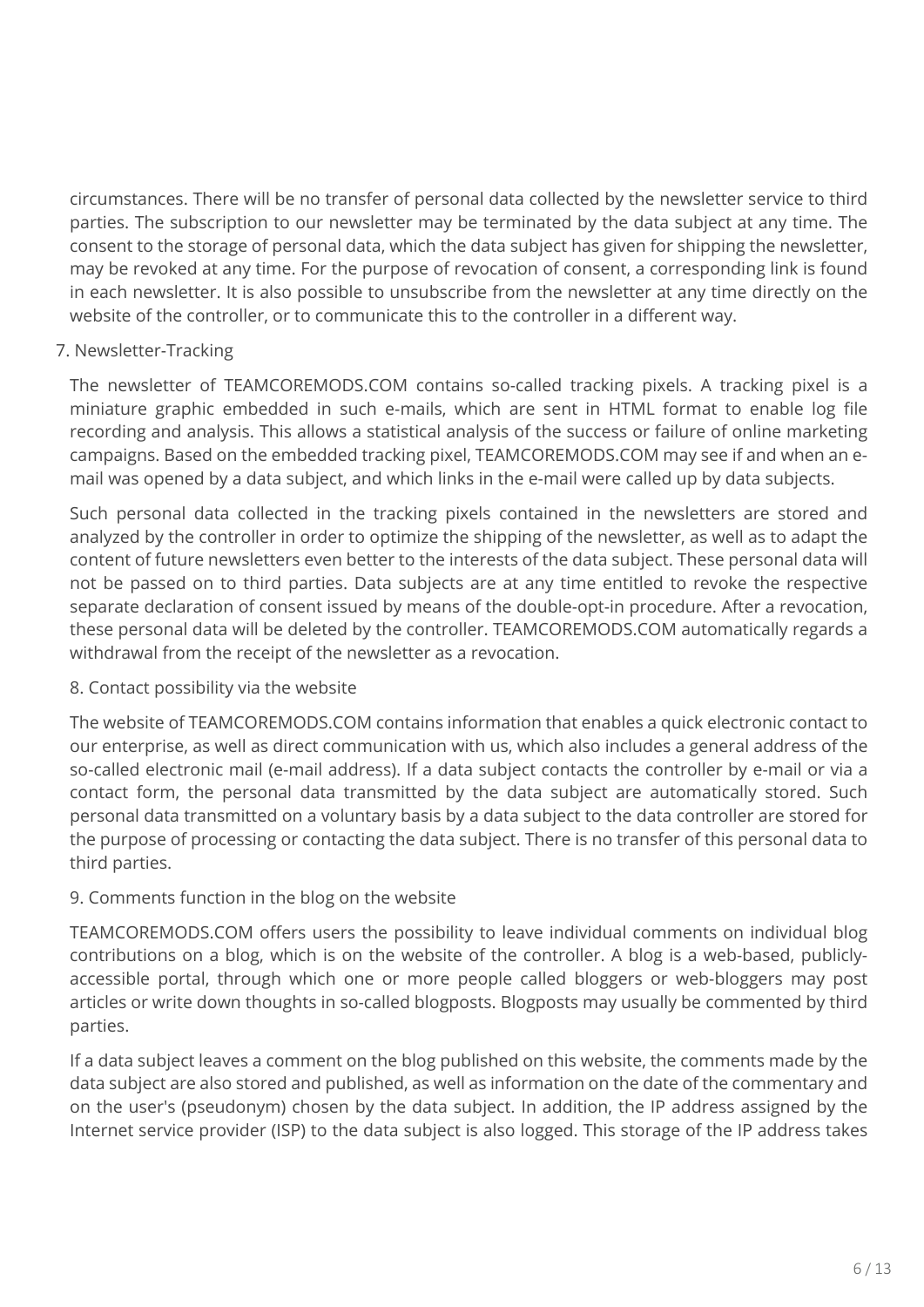circumstances. There will be no transfer of personal data collected by the newsletter service to third parties. The subscription to our newsletter may be terminated by the data subject at any time. The consent to the storage of personal data, which the data subject has given for shipping the newsletter, may be revoked at any time. For the purpose of revocation of consent, a corresponding link is found in each newsletter. It is also possible to unsubscribe from the newsletter at any time directly on the website of the controller, or to communicate this to the controller in a different way.

## 7. Newsletter-Tracking

The newsletter of TEAMCOREMODS.COM contains so-called tracking pixels. A tracking pixel is a miniature graphic embedded in such e-mails, which are sent in HTML format to enable log file recording and analysis. This allows a statistical analysis of the success or failure of online marketing campaigns. Based on the embedded tracking pixel, TEAMCOREMODS.COM may see if and when an e-mail was opened by a data subject, and which links in the e-mail were called up by data subjects.

Such personal data collected in the tracking pixels contained in the newsletters are stored and analyzed by the controller in order to optimize the shipping of the newsletter, as well as to adapt the content of future newsletters even better to the interests of the data subject. These personal data will not be passed on to third parties. Data subjects are at any time entitled to revoke the respective separate declaration of consent issued by means of the double-opt-in procedure. After a revocation, these personal data will be deleted by the controller. TEAMCOREMODS.COM automatically regards a withdrawal from the receipt of the newsletter as a revocation.

## 8. Contact possibility via the website

The website of TEAMCOREMODS.COM contains information that enables a quick electronic contact to our enterprise, as well as direct communication with us, which also includes a general address of the so-called electronic mail (e-mail address). If a data subject contacts the controller by e-mail or via a contact form, the personal data transmitted by the data subject are automatically stored. Such personal data transmitted on a voluntary basis by a data subject to the data controller are stored for the purpose of processing or contacting the data subject. There is no transfer of this personal data to third parties.

## 9. Comments function in the blog on the website

TEAMCOREMODS.COM offers users the possibility to leave individual comments on individual blog contributions on a blog, which is on the website of the controller. A blog is a web-based, publicly-accessible portal, through which one or more people called bloggers or web-bloggers may post articles or write down thoughts in so-called blogposts. Blogposts may usually be commented by third parties.

If a data subject leaves a comment on the blog published on this website, the comments made by the data subject are also stored and published, as well as information on the date of the commentary and on the user's (pseudonym) chosen by the data subject. In addition, the IP address assigned by the Internet service provider (ISP) to the data subject is also logged. This storage of the IP address takes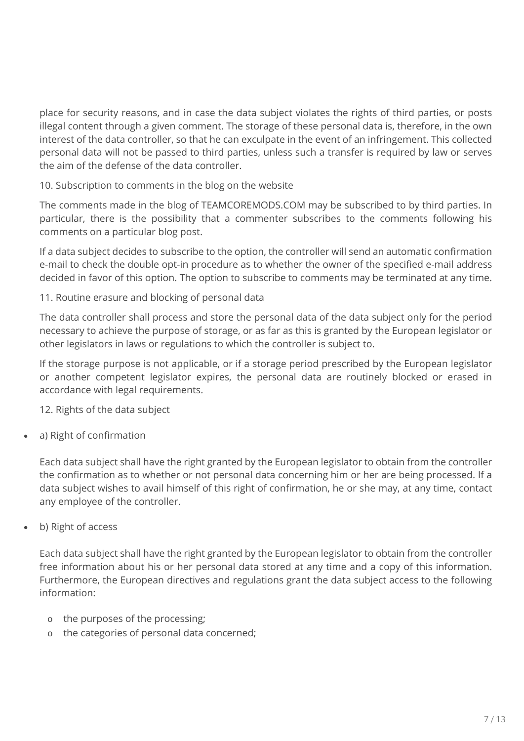place for security reasons, and in case the data subject violates the rights of third parties, or posts illegal content through a given comment. The storage of these personal data is, therefore, in the own interest of the data controller, so that he can exculpate in the event of an infringement. This collected personal data will not be passed to third parties, unless such a transfer is required by law or serves the aim of the defense of the data controller.

10. Subscription to comments in the blog on the website

The comments made in the blog of TEAMCOREMODS.COM may be subscribed to by third parties. In particular, there is the possibility that a commenter subscribes to the comments following his comments on a particular blog post.

If a data subject decides to subscribe to the option, the controller will send an automatic confirmation e-mail to check the double opt-in procedure as to whether the owner of the specified e-mail address decided in favor of this option. The option to subscribe to comments may be terminated at any time.

11. Routine erasure and blocking of personal data

The data controller shall process and store the personal data of the data subject only for the period necessary to achieve the purpose of storage, or as far as this is granted by the European legislator or other legislators in laws or regulations to which the controller is subject to.

If the storage purpose is not applicable, or if a storage period prescribed by the European legislator or another competent legislator expires, the personal data are routinely blocked or erased in accordance with legal requirements.

12. Rights of the data subject

- a) Right of confirmation

  Each data subject shall have the right granted by the European legislator to obtain from the controller the confirmation as to whether or not personal data concerning him or her are being processed. If a data subject wishes to avail himself of this right of confirmation, he or she may, at any time, contact any employee of the controller.

- b) Right of access

  Each data subject shall have the right granted by the European legislator to obtain from the controller free information about his or her personal data stored at any time and a copy of this information. Furthermore, the European directives and regulations grant the data subject access to the following information:

  - the purposes of the processing;
  - the categories of personal data concerned;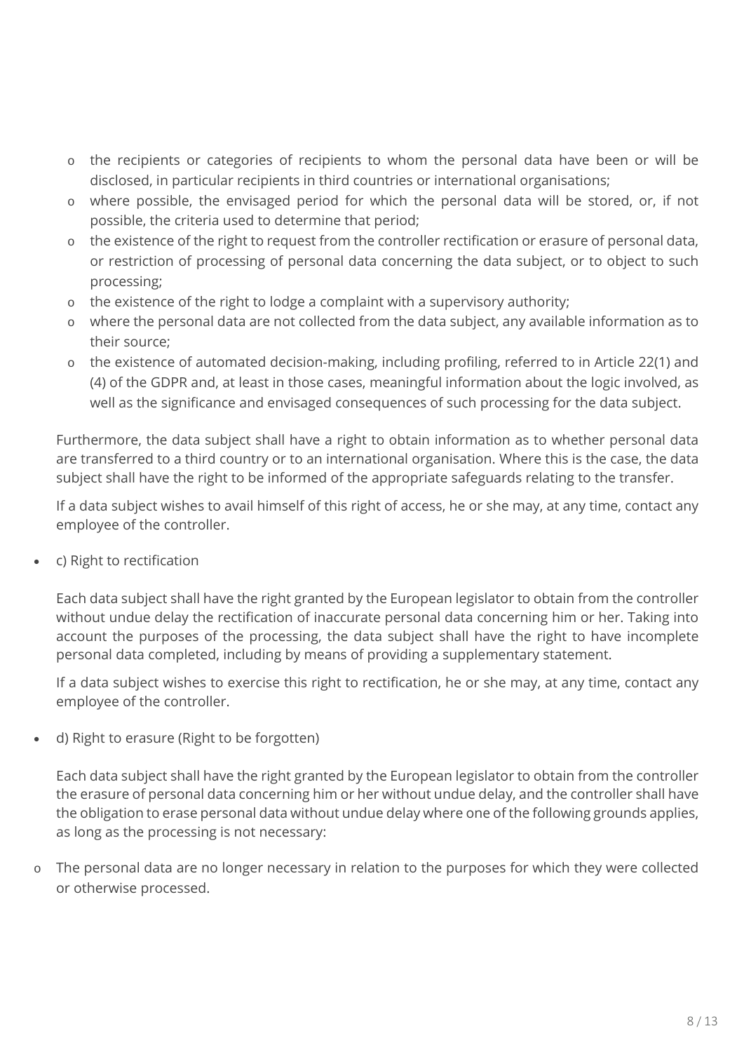- the recipients or categories of recipients to whom the personal data have been or will be disclosed, in particular recipients in third countries or international organisations;
- where possible, the envisaged period for which the personal data will be stored, or, if not possible, the criteria used to determine that period;
- the existence of the right to request from the controller rectification or erasure of personal data, or restriction of processing of personal data concerning the data subject, or to object to such processing;
- the existence of the right to lodge a complaint with a supervisory authority;
- where the personal data are not collected from the data subject, any available information as to their source;
- the existence of automated decision-making, including profiling, referred to in Article 22(1) and (4) of the GDPR and, at least in those cases, meaningful information about the logic involved, as well as the significance and envisaged consequences of such processing for the data subject.

Furthermore, the data subject shall have a right to obtain information as to whether personal data are transferred to a third country or to an international organisation. Where this is the case, the data subject shall have the right to be informed of the appropriate safeguards relating to the transfer.

If a data subject wishes to avail himself of this right of access, he or she may, at any time, contact any employee of the controller.

- c) Right to rectification

Each data subject shall have the right granted by the European legislator to obtain from the controller without undue delay the rectification of inaccurate personal data concerning him or her. Taking into account the purposes of the processing, the data subject shall have the right to have incomplete personal data completed, including by means of providing a supplementary statement.

If a data subject wishes to exercise this right to rectification, he or she may, at any time, contact any employee of the controller.

- d) Right to erasure (Right to be forgotten)

Each data subject shall have the right granted by the European legislator to obtain from the controller the erasure of personal data concerning him or her without undue delay, and the controller shall have the obligation to erase personal data without undue delay where one of the following grounds applies, as long as the processing is not necessary:

- The personal data are no longer necessary in relation to the purposes for which they were collected or otherwise processed.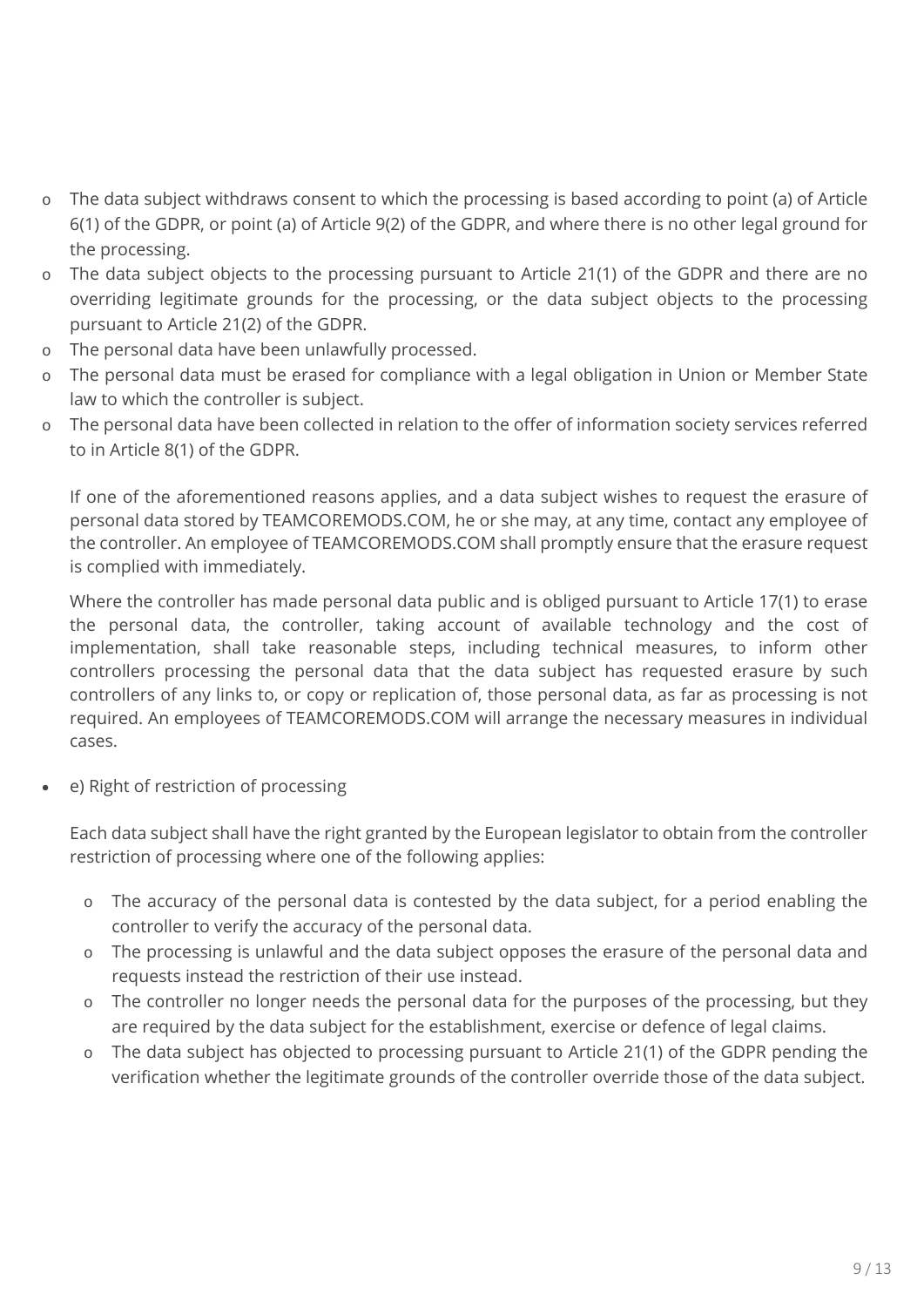- The data subject withdraws consent to which the processing is based according to point (a) of Article 6(1) of the GDPR, or point (a) of Article 9(2) of the GDPR, and where there is no other legal ground for the processing.
  - The data subject objects to the processing pursuant to Article 21(1) of the GDPR and there are no overriding legitimate grounds for the processing, or the data subject objects to the processing pursuant to Article 21(2) of the GDPR.
  - The personal data have been unlawfully processed.
  - The personal data must be erased for compliance with a legal obligation in Union or Member State law to which the controller is subject.
  - The personal data have been collected in relation to the offer of information society services referred to in Article 8(1) of the GDPR.

  If one of the aforementioned reasons applies, and a data subject wishes to request the erasure of personal data stored by TEAMCOREMODS.COM, he or she may, at any time, contact any employee of the controller. An employee of TEAMCOREMODS.COM shall promptly ensure that the erasure request is complied with immediately.

  Where the controller has made personal data public and is obliged pursuant to Article 17(1) to erase the personal data, the controller, taking account of available technology and the cost of implementation, shall take reasonable steps, including technical measures, to inform other controllers processing the personal data that the data subject has requested erasure by such controllers of any links to, or copy or replication of, those personal data, as far as processing is not required. An employees of TEAMCOREMODS.COM will arrange the necessary measures in individual cases.

- e) Right of restriction of processing

  Each data subject shall have the right granted by the European legislator to obtain from the controller restriction of processing where one of the following applies:

  - The accuracy of the personal data is contested by the data subject, for a period enabling the controller to verify the accuracy of the personal data.
  - The processing is unlawful and the data subject opposes the erasure of the personal data and requests instead the restriction of their use instead.
  - The controller no longer needs the personal data for the purposes of the processing, but they are required by the data subject for the establishment, exercise or defence of legal claims.
  - The data subject has objected to processing pursuant to Article 21(1) of the GDPR pending the verification whether the legitimate grounds of the controller override those of the data subject.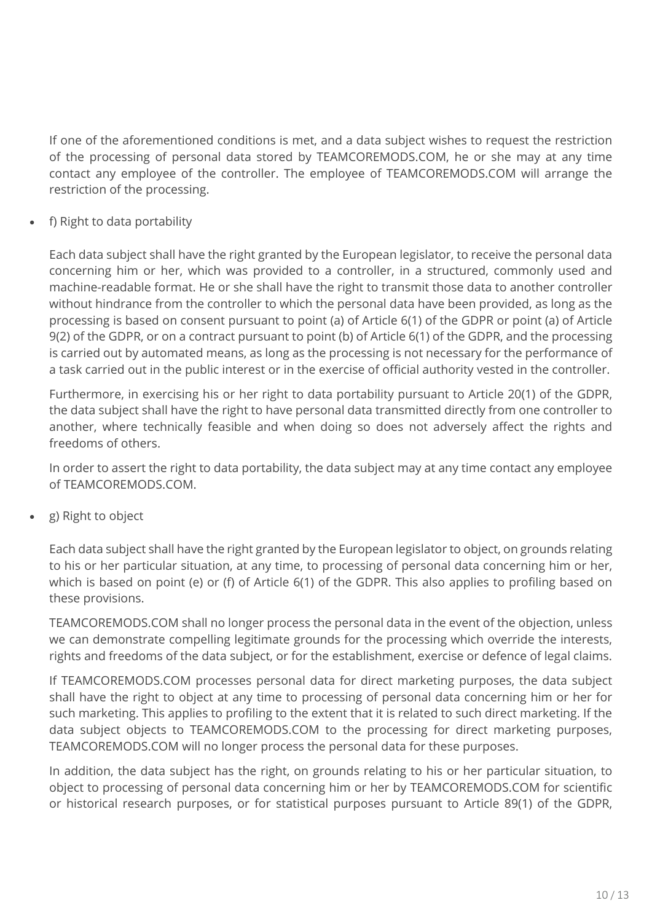If one of the aforementioned conditions is met, and a data subject wishes to request the restriction of the processing of personal data stored by TEAMCOREMODS.COM, he or she may at any time contact any employee of the controller. The employee of TEAMCOREMODS.COM will arrange the restriction of the processing.

- f) Right to data portability

  Each data subject shall have the right granted by the European legislator, to receive the personal data concerning him or her, which was provided to a controller, in a structured, commonly used and machine-readable format. He or she shall have the right to transmit those data to another controller without hindrance from the controller to which the personal data have been provided, as long as the processing is based on consent pursuant to point (a) of Article 6(1) of the GDPR or point (a) of Article 9(2) of the GDPR, or on a contract pursuant to point (b) of Article 6(1) of the GDPR, and the processing is carried out by automated means, as long as the processing is not necessary for the performance of a task carried out in the public interest or in the exercise of official authority vested in the controller.

  Furthermore, in exercising his or her right to data portability pursuant to Article 20(1) of the GDPR, the data subject shall have the right to have personal data transmitted directly from one controller to another, where technically feasible and when doing so does not adversely affect the rights and freedoms of others.

  In order to assert the right to data portability, the data subject may at any time contact any employee of TEAMCOREMODS.COM.

- g) Right to object

  Each data subject shall have the right granted by the European legislator to object, on grounds relating to his or her particular situation, at any time, to processing of personal data concerning him or her, which is based on point (e) or (f) of Article 6(1) of the GDPR. This also applies to profiling based on these provisions.

  TEAMCOREMODS.COM shall no longer process the personal data in the event of the objection, unless we can demonstrate compelling legitimate grounds for the processing which override the interests, rights and freedoms of the data subject, or for the establishment, exercise or defence of legal claims.

  If TEAMCOREMODS.COM processes personal data for direct marketing purposes, the data subject shall have the right to object at any time to processing of personal data concerning him or her for such marketing. This applies to profiling to the extent that it is related to such direct marketing. If the data subject objects to TEAMCOREMODS.COM to the processing for direct marketing purposes, TEAMCOREMODS.COM will no longer process the personal data for these purposes.

  In addition, the data subject has the right, on grounds relating to his or her particular situation, to object to processing of personal data concerning him or her by TEAMCOREMODS.COM for scientific or historical research purposes, or for statistical purposes pursuant to Article 89(1) of the GDPR,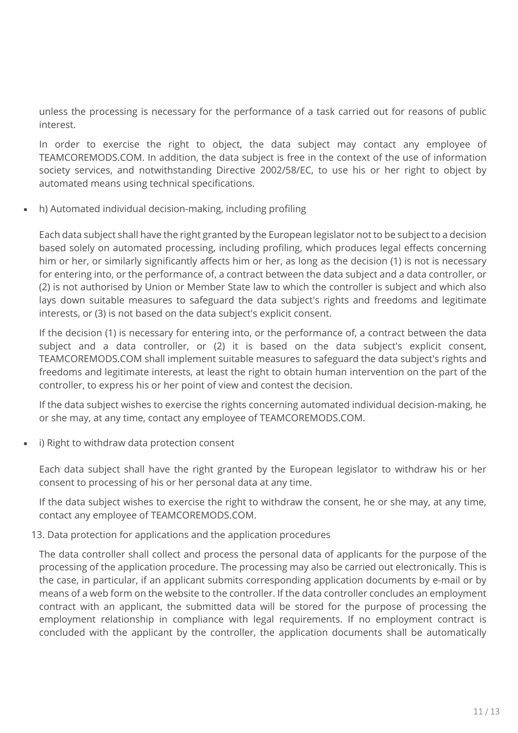unless the processing is necessary for the performance of a task carried out for reasons of public interest.

In order to exercise the right to object, the data subject may contact any employee of TEAMCOREMODS.COM. In addition, the data subject is free in the context of the use of information society services, and notwithstanding Directive 2002/58/EC, to use his or her right to object by automated means using technical specifications.

- h) Automated individual decision-making, including profiling

  Each data subject shall have the right granted by the European legislator not to be subject to a decision based solely on automated processing, including profiling, which produces legal effects concerning him or her, or similarly significantly affects him or her, as long as the decision (1) is not is necessary for entering into, or the performance of, a contract between the data subject and a data controller, or (2) is not authorised by Union or Member State law to which the controller is subject and which also lays down suitable measures to safeguard the data subject's rights and freedoms and legitimate interests, or (3) is not based on the data subject's explicit consent.

  If the decision (1) is necessary for entering into, or the performance of, a contract between the data subject and a data controller, or (2) it is based on the data subject's explicit consent, TEAMCOREMODS.COM shall implement suitable measures to safeguard the data subject's rights and freedoms and legitimate interests, at least the right to obtain human intervention on the part of the controller, to express his or her point of view and contest the decision.

  If the data subject wishes to exercise the rights concerning automated individual decision-making, he or she may, at any time, contact any employee of TEAMCOREMODS.COM.

- i) Right to withdraw data protection consent

  Each data subject shall have the right granted by the European legislator to withdraw his or her consent to processing of his or her personal data at any time.

  If the data subject wishes to exercise the right to withdraw the consent, he or she may, at any time, contact any employee of TEAMCOREMODS.COM.

13. Data protection for applications and the application procedures

The data controller shall collect and process the personal data of applicants for the purpose of the processing of the application procedure. The processing may also be carried out electronically. This is the case, in particular, if an applicant submits corresponding application documents by e-mail or by means of a web form on the website to the controller. If the data controller concludes an employment contract with an applicant, the submitted data will be stored for the purpose of processing the employment relationship in compliance with legal requirements. If no employment contract is concluded with the applicant by the controller, the application documents shall be automatically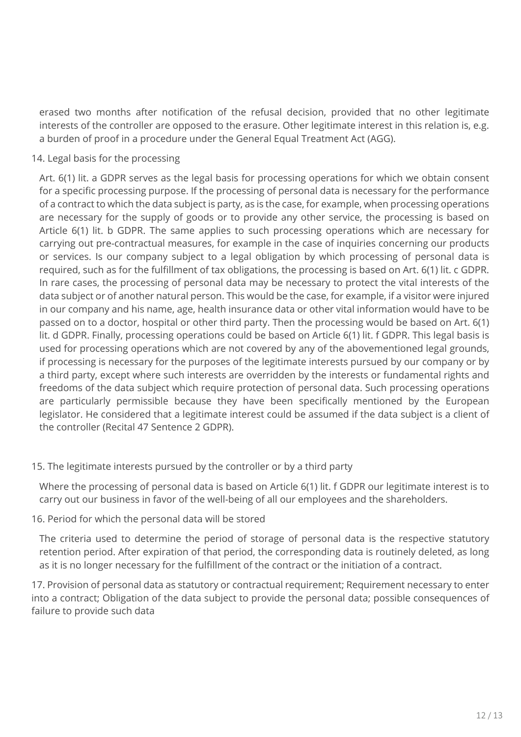erased two months after notification of the refusal decision, provided that no other legitimate interests of the controller are opposed to the erasure. Other legitimate interest in this relation is, e.g. a burden of proof in a procedure under the General Equal Treatment Act (AGG).

14. Legal basis for the processing

Art. 6(1) lit. a GDPR serves as the legal basis for processing operations for which we obtain consent for a specific processing purpose. If the processing of personal data is necessary for the performance of a contract to which the data subject is party, as is the case, for example, when processing operations are necessary for the supply of goods or to provide any other service, the processing is based on Article 6(1) lit. b GDPR. The same applies to such processing operations which are necessary for carrying out pre-contractual measures, for example in the case of inquiries concerning our products or services. Is our company subject to a legal obligation by which processing of personal data is required, such as for the fulfillment of tax obligations, the processing is based on Art. 6(1) lit. c GDPR. In rare cases, the processing of personal data may be necessary to protect the vital interests of the data subject or of another natural person. This would be the case, for example, if a visitor were injured in our company and his name, age, health insurance data or other vital information would have to be passed on to a doctor, hospital or other third party. Then the processing would be based on Art. 6(1) lit. d GDPR. Finally, processing operations could be based on Article 6(1) lit. f GDPR. This legal basis is used for processing operations which are not covered by any of the abovementioned legal grounds, if processing is necessary for the purposes of the legitimate interests pursued by our company or by a third party, except where such interests are overridden by the interests or fundamental rights and freedoms of the data subject which require protection of personal data. Such processing operations are particularly permissible because they have been specifically mentioned by the European legislator. He considered that a legitimate interest could be assumed if the data subject is a client of the controller (Recital 47 Sentence 2 GDPR).

15. The legitimate interests pursued by the controller or by a third party

Where the processing of personal data is based on Article 6(1) lit. f GDPR our legitimate interest is to carry out our business in favor of the well-being of all our employees and the shareholders.

16. Period for which the personal data will be stored

The criteria used to determine the period of storage of personal data is the respective statutory retention period. After expiration of that period, the corresponding data is routinely deleted, as long as it is no longer necessary for the fulfillment of the contract or the initiation of a contract.

17. Provision of personal data as statutory or contractual requirement; Requirement necessary to enter into a contract; Obligation of the data subject to provide the personal data; possible consequences of failure to provide such data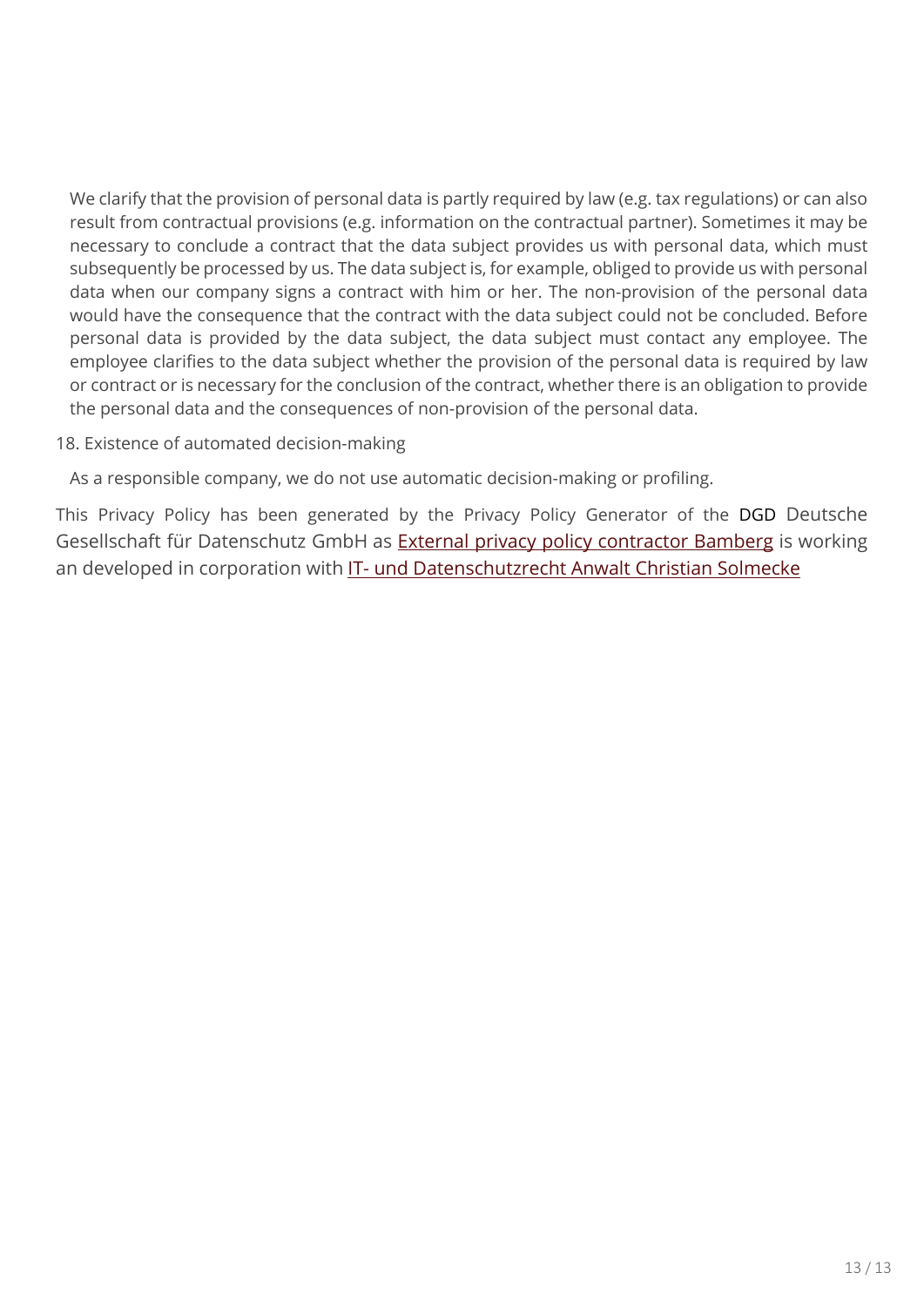We clarify that the provision of personal data is partly required by law (e.g. tax regulations) or can also result from contractual provisions (e.g. information on the contractual partner). Sometimes it may be necessary to conclude a contract that the data subject provides us with personal data, which must subsequently be processed by us. The data subject is, for example, obliged to provide us with personal data when our company signs a contract with him or her. The non-provision of the personal data would have the consequence that the contract with the data subject could not be concluded. Before personal data is provided by the data subject, the data subject must contact any employee. The employee clarifies to the data subject whether the provision of the personal data is required by law or contract or is necessary for the conclusion of the contract, whether there is an obligation to provide the personal data and the consequences of non-provision of the personal data.

18. Existence of automated decision-making

As a responsible company, we do not use automatic decision-making or profiling.

This Privacy Policy has been generated by the Privacy Policy Generator of the DGD Deutsche Gesellschaft für Datenschutz GmbH as External privacy policy contractor Bamberg is working an developed in corporation with IT- und Datenschutzrecht Anwalt Christian Solmecke